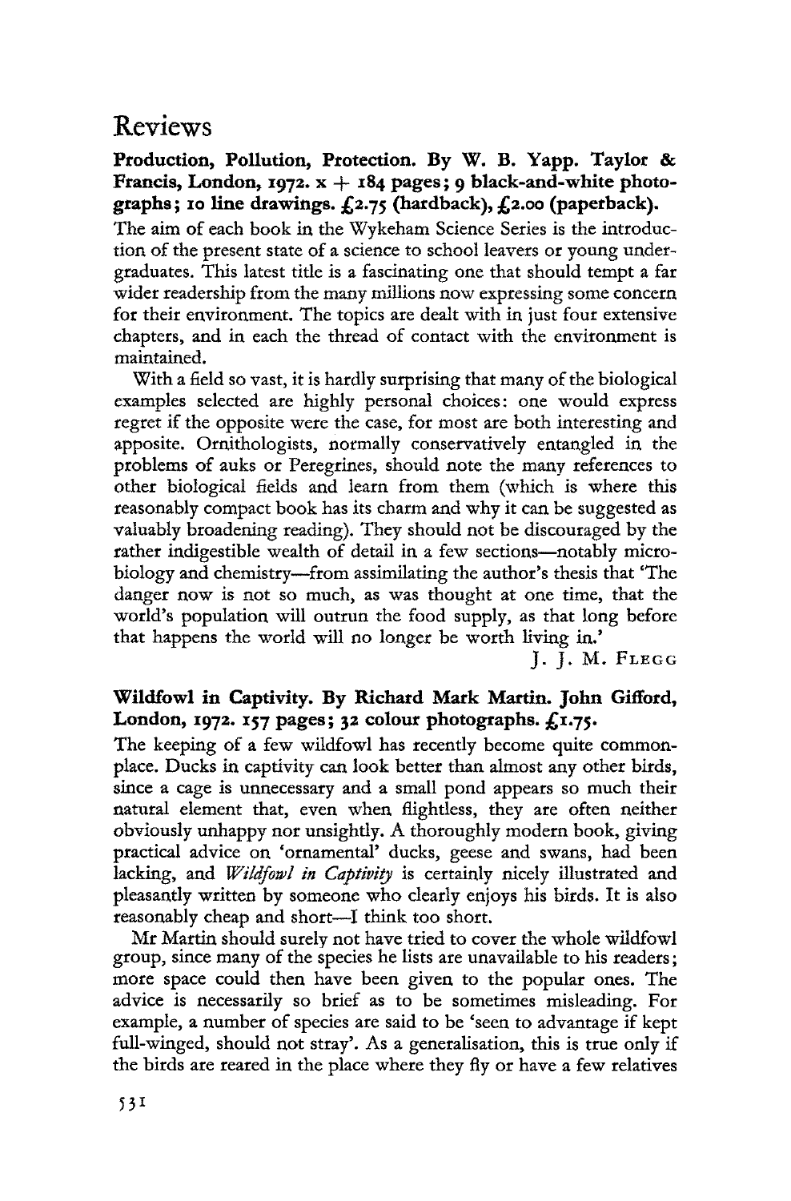# Reviews

**Production, Pollution, Protection. By W. B. Yapp. Taylor & Francis, London, 1972. x + 184 pages; 9 black-and-white photographs; 10 line drawings. £2.75 (hardback), £2.00 (paperback).**

The aim of each book in the Wykeham Science Series is the introduction of the present state of a science to school leavers or young undergraduates. This latest title is a fascinating one that should tempt a far wider readership from the many millions now expressing some concern for their environment. The topics are dealt with in just four extensive chapters, and in each the thread of contact with the environment is maintained.

With a field so vast, it is hardly surprising that many of the biological examples selected are highly personal choices: one would express regret if the opposite were the case, for most are both interesting and apposite. Ornithologists, normally conservatively entangled in the problems of auks or Peregrines, should note the many references to other biological fields and learn from them (which is where this reasonably compact book has its charm and why it can be suggested as valuably broadening reading). They should not be discouraged by the rather indigestible wealth of detail in a few sections—notably microbiology and chemistry—from assimilating the author's thesis that 'The danger now is not so much, as was thought at one time, that the world's population will outrun the food supply, as that long before that happens the world will no longer be worth living in.'

J. J. M. FLEGG

**Wildfowl in Captivity. By Richard Mark Martin. John Gifford, London, 1972. 157 pages; 32 colour photographs. £1.75.**

The keeping of a few wildfowl has recently become quite commonplace. Ducks in captivity can look better than almost any other birds, since a cage is unnecessary and a small pond appears so much their natural element that, even when flightless, they are often neither obviously unhappy nor unsightly. A thoroughly modern book, giving practical advice on 'ornamental' ducks, geese and swans, had been lacking, and *Wildfowl in Captivity* is certainly nicely illustrated and pleasantly written by someone who clearly enjoys his birds. It is also reasonably cheap and short—I think too short.

Mr Martin should surely not have tried to cover the whole wildfowl group, since many of the species he lists are unavailable to his readers; more space could then have been given to the popular ones. The advice is necessarily so brief as to be sometimes misleading. For example, a number of species are said to be 'seen to advantage if kept full-winged, should not stray'. As a generalisation, this is true only if the birds are reared in the place where they fly or have a few relatives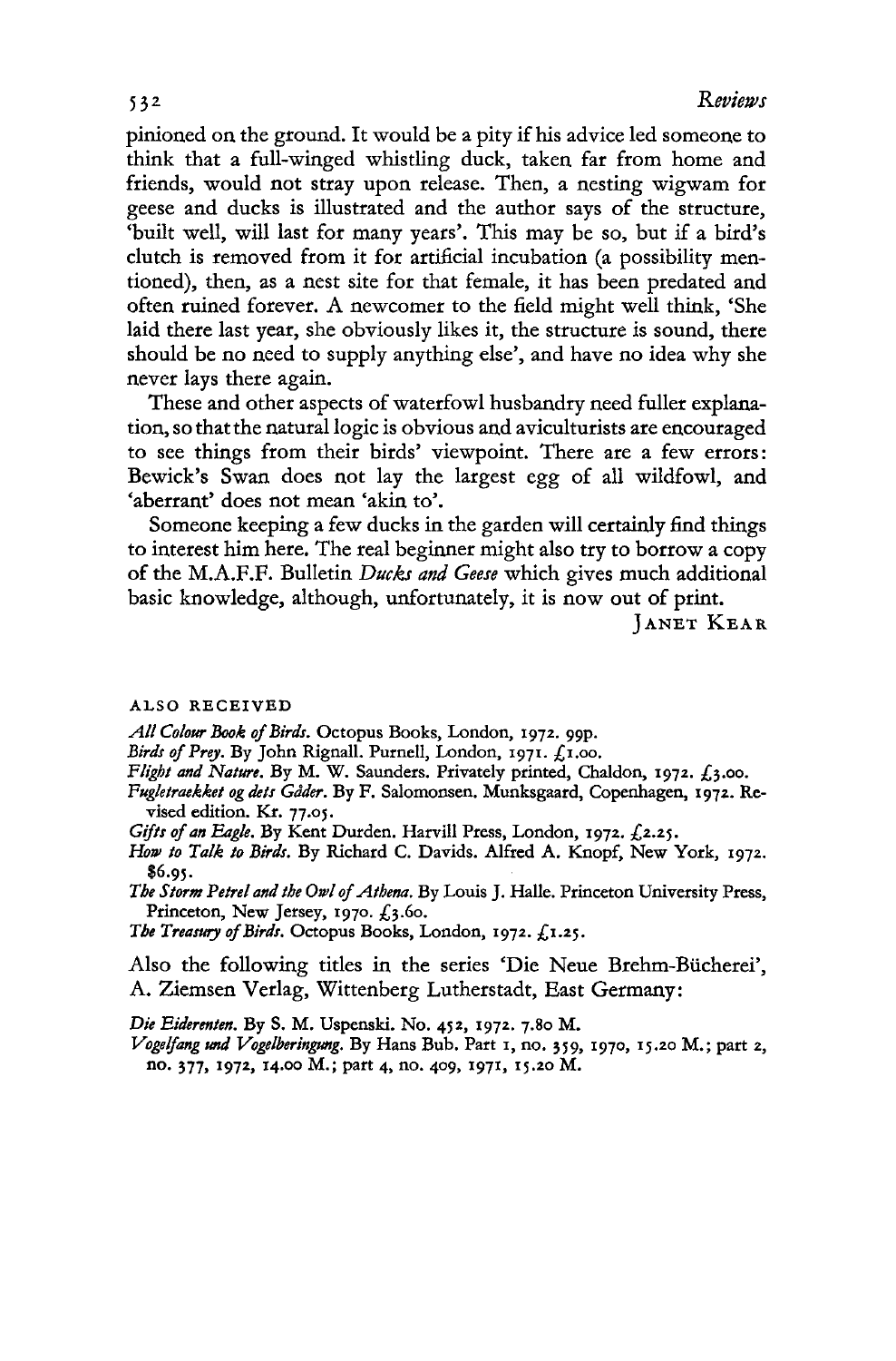pinioned on the ground. It would be a pity if his advice led someone to think that a full-winged whistling duck, taken far from home and friends, would not stray upon release. Then, a nesting wigwam for geese and ducks is illustrated and the author says of the structure, 'built well, will last for many years'. This may be so, but if a bird's clutch is removed from it for artificial incubation (a possibility mentioned), then, as a nest site for that female, it has been predated and often ruined forever. A newcomer to the field might well think, 'She laid there last year, she obviously likes it, the structure is sound, there should be no need to supply anything else', and have no idea why she never lays there again.

These and other aspects of waterfowl husbandry need fuller explanation, so that the natural logic is obvious and aviculturists are encouraged to see things from their birds' viewpoint. There are a few errors: Bewick's Swan does not lay the largest egg of all wildfowl, and 'aberrant' does not mean 'akin to'.

Someone keeping a few ducks in the garden will certainly find things to interest him here. The real beginner might also try to borrow a copy of the M.A.F.F. Bulletin *Ducks and Geese* which gives much additional basic knowledge, although, unfortunately, it is now out of print.

JANET KEAR

## ALSO RECEIVED

*All Colour Book of Birds.* Octopus Books, London, 1972. 99p.

*Birds of Prey.* By John Rignall. Purnell, London, 1971. £1.00.

*Flight and Nature.* By M. W. Saunders. Privately printed, Chaldon, 1972. £3.00.

*Fugletraekket og dets Gåder.* By F. Salomonsen. Munksgaard, Copenhagen, 1972. Revised edition. Kr. 77.05.

*Gifts of an Eagle.* By Kent Durden. Harvill Press, London, 1972. £2.25.

*How to Talk to Birds.* By Richard C. Davids. Alfred A. Knopf, New York, 1972. $6.95.

*The Storm Petrel and the Owl of Athena.* By Louis J. Halle. Princeton University Press, Princeton, New Jersey, 1970. £3.60.

*The Treasury of Birds.* Octopus Books, London, 1972. £1.25.

Also the following titles in the series 'Die Neue Brehm-Bücherei', A. Ziemsen Verlag, Wittenberg Lutherstadt, East Germany:

*Die Eiderenten.* By S. M. Uspenski. No. 452, 1972. 7.80 M.

*Vogelfang und Vogelberingung.* By Hans Bub. Part 1, no. 359, 1970, 15.20 M.; part 2, no. 377, 1972, 14.00 M.; part 4, no. 409, 1971, 15.20 M.